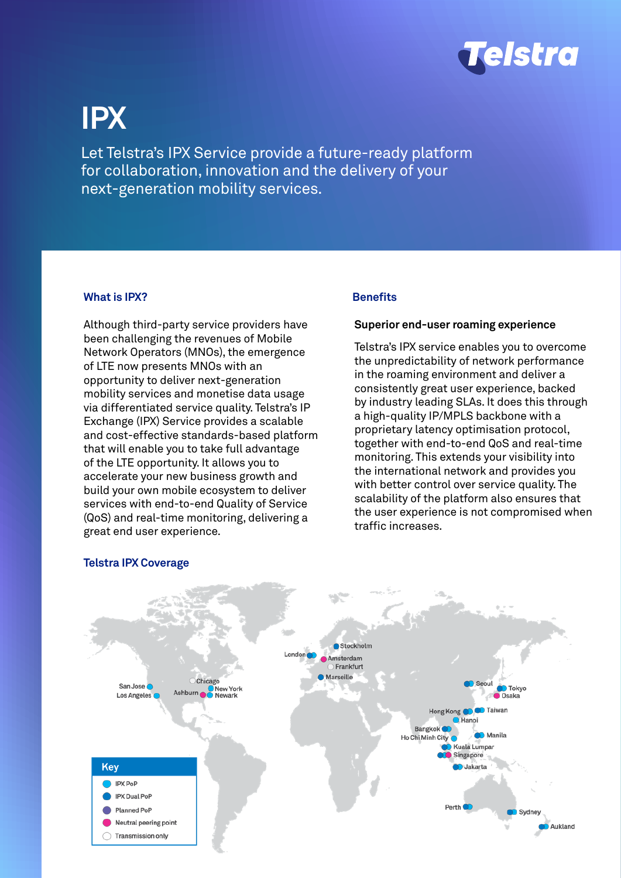# IPX

Let Telstra's IPX Service provide a future-ready platform for collaboration, innovation and the delivery of your next-generation mobility services.

## What is IPX?

Although third-party service providers have been challenging the revenues of Mobile Network Operators (MNOs), the emergence of LTE now presents MNOs with an opportunity to deliver next-generation mobility services and monetise data usage via differentiated service quality. Telstra's IP Exchange (IPX) Service provides a scalable and cost-effective standards-based platform that will enable you to take full advantage of the LTE opportunity. It allows you to accelerate your new business growth and build your own mobile ecosystem to deliver services with end-to-end Quality of Service (QoS) and real-time monitoring, delivering a great end user experience.

## Benefits

### Superior end-user roaming experience

Telstra's IPX service enables you to overcome the unpredictability of network performance in the roaming environment and deliver a consistently great user experience, backed by industry leading SLAs. It does this through a high-quality IP/MPLS backbone with a proprietary latency optimisation protocol, together with end-to-end QoS and real-time monitoring. This extends your visibility into the international network and provides you with better control over service quality. The scalability of the platform also ensures that the user experience is not compromised when traffic increases.

## Telstra IPX Coverage

San Jose, Los Angeles, Chicago, Ashburn, New York, Newark, London, Stockholm, Amsterdam, Frankfurt, Marseille, Seoul, Tokyo, Osaka, Hong Kong, Taiwan, Hanoi, Bangkok, Ho Chi Minh City, Manila, Kuala Lumpar, Singapore, Jakarta, Perth, Sydney, Aukland

**Key**

- IPX PoP
- IPX Dual PoP
- Planned PoP
- Neutral peering point
- Transmission only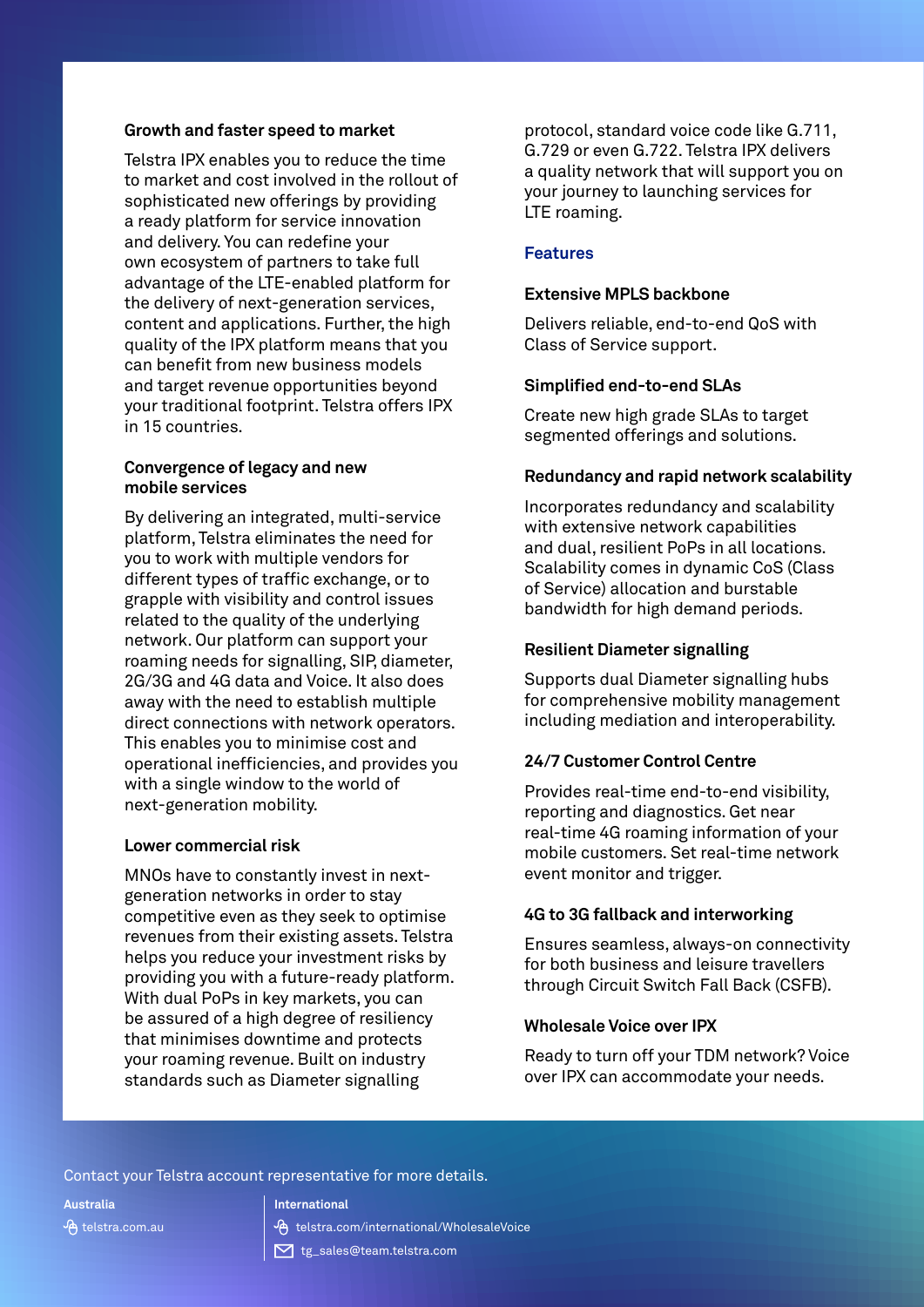### Growth and faster speed to market

Telstra IPX enables you to reduce the time to market and cost involved in the rollout of sophisticated new offerings by providing a ready platform for service innovation and delivery. You can redefine your own ecosystem of partners to take full advantage of the LTE-enabled platform for the delivery of next-generation services, content and applications. Further, the high quality of the IPX platform means that you can benefit from new business models and target revenue opportunities beyond your traditional footprint. Telstra offers IPX in 15 countries.

### Convergence of legacy and new mobile services

By delivering an integrated, multi-service platform, Telstra eliminates the need for you to work with multiple vendors for different types of traffic exchange, or to grapple with visibility and control issues related to the quality of the underlying network. Our platform can support your roaming needs for signalling, SIP, diameter, 2G/3G and 4G data and Voice. It also does away with the need to establish multiple direct connections with network operators. This enables you to minimise cost and operational inefficiencies, and provides you with a single window to the world of next-generation mobility.

### Lower commercial risk

MNOs have to constantly invest in next-generation networks in order to stay competitive even as they seek to optimise revenues from their existing assets. Telstra helps you reduce your investment risks by providing you with a future-ready platform. With dual PoPs in key markets, you can be assured of a high degree of resiliency that minimises downtime and protects your roaming revenue. Built on industry standards such as Diameter signalling protocol, standard voice code like G.711, G.729 or even G.722. Telstra IPX delivers a quality network that will support you on your journey to launching services for LTE roaming.

## Features

### Extensive MPLS backbone

Delivers reliable, end-to-end QoS with Class of Service support.

### Simplified end-to-end SLAs

Create new high grade SLAs to target segmented offerings and solutions.

### Redundancy and rapid network scalability

Incorporates redundancy and scalability with extensive network capabilities and dual, resilient PoPs in all locations. Scalability comes in dynamic CoS (Class of Service) allocation and burstable bandwidth for high demand periods.

### Resilient Diameter signalling

Supports dual Diameter signalling hubs for comprehensive mobility management including mediation and interoperability.

### 24/7 Customer Control Centre

Provides real-time end-to-end visibility, reporting and diagnostics. Get near real-time 4G roaming information of your mobile customers. Set real-time network event monitor and trigger.

### 4G to 3G fallback and interworking

Ensures seamless, always-on connectivity for both business and leisure travellers through Circuit Switch Fall Back (CSFB).

### Wholesale Voice over IPX

Ready to turn off your TDM network? Voice over IPX can accommodate your needs.

Contact your Telstra account representative for more details.

**Australia**

telstra.com.au

**International**

telstra.com/international/WholesaleVoice

tg_sales@team.telstra.com